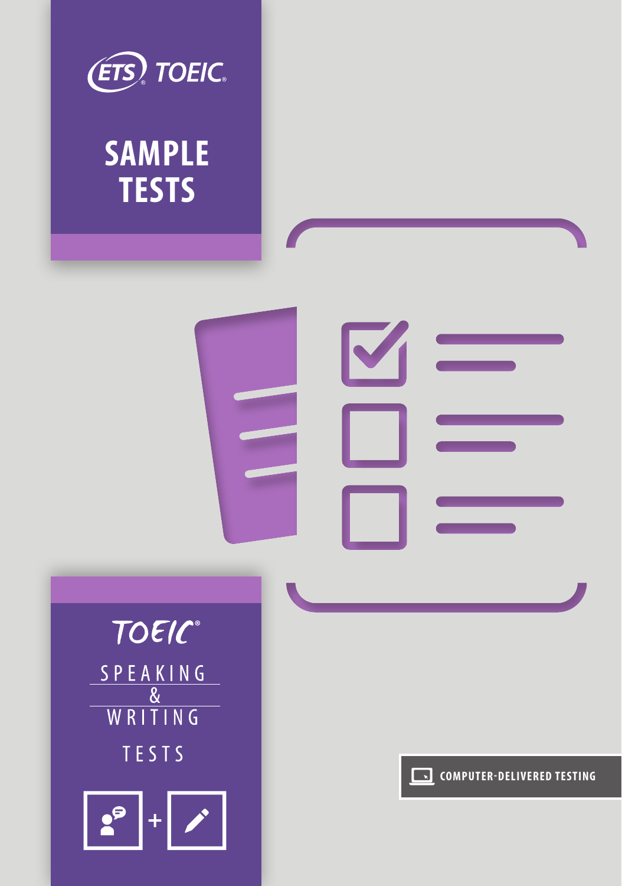ETS® TOEIC®

# SAMPLE TESTS

TOEIC®

## SPEAKING & WRITING TESTS

COMPUTER-DELIVERED TESTING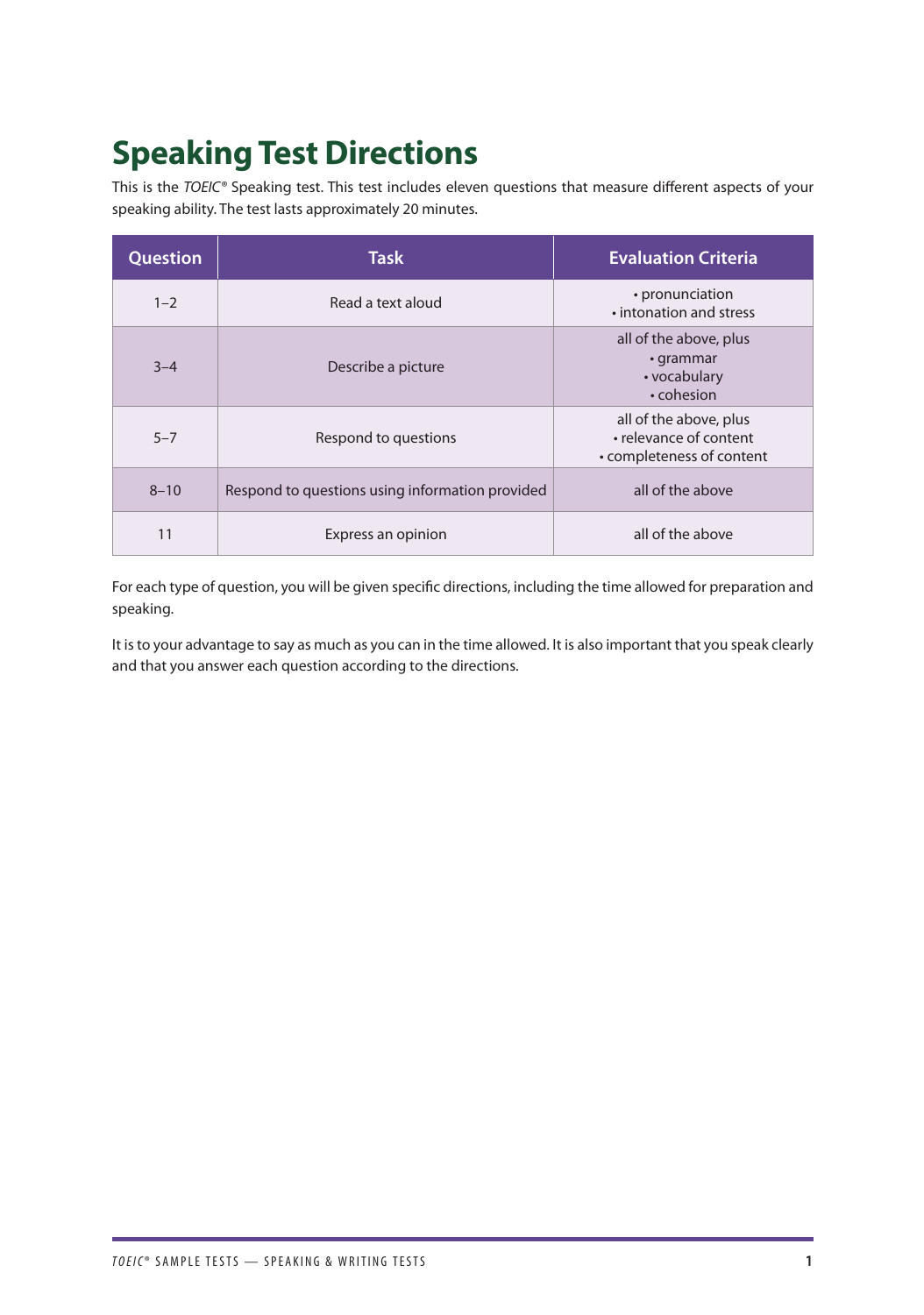# Speaking Test Directions

This is the *TOEIC*® Speaking test. This test includes eleven questions that measure different aspects of your speaking ability. The test lasts approximately 20 minutes.

| Question | Task | Evaluation Criteria |
|---|---|---|
| 1–2 | Read a text aloud | • pronunciation<br>• intonation and stress |
| 3–4 | Describe a picture | all of the above, plus<br>• grammar<br>• vocabulary<br>• cohesion |
| 5–7 | Respond to questions | all of the above, plus<br>• relevance of content<br>• completeness of content |
| 8–10 | Respond to questions using information provided | all of the above |
| 11 | Express an opinion | all of the above |

For each type of question, you will be given specific directions, including the time allowed for preparation and speaking.

It is to your advantage to say as much as you can in the time allowed. It is also important that you speak clearly and that you answer each question according to the directions.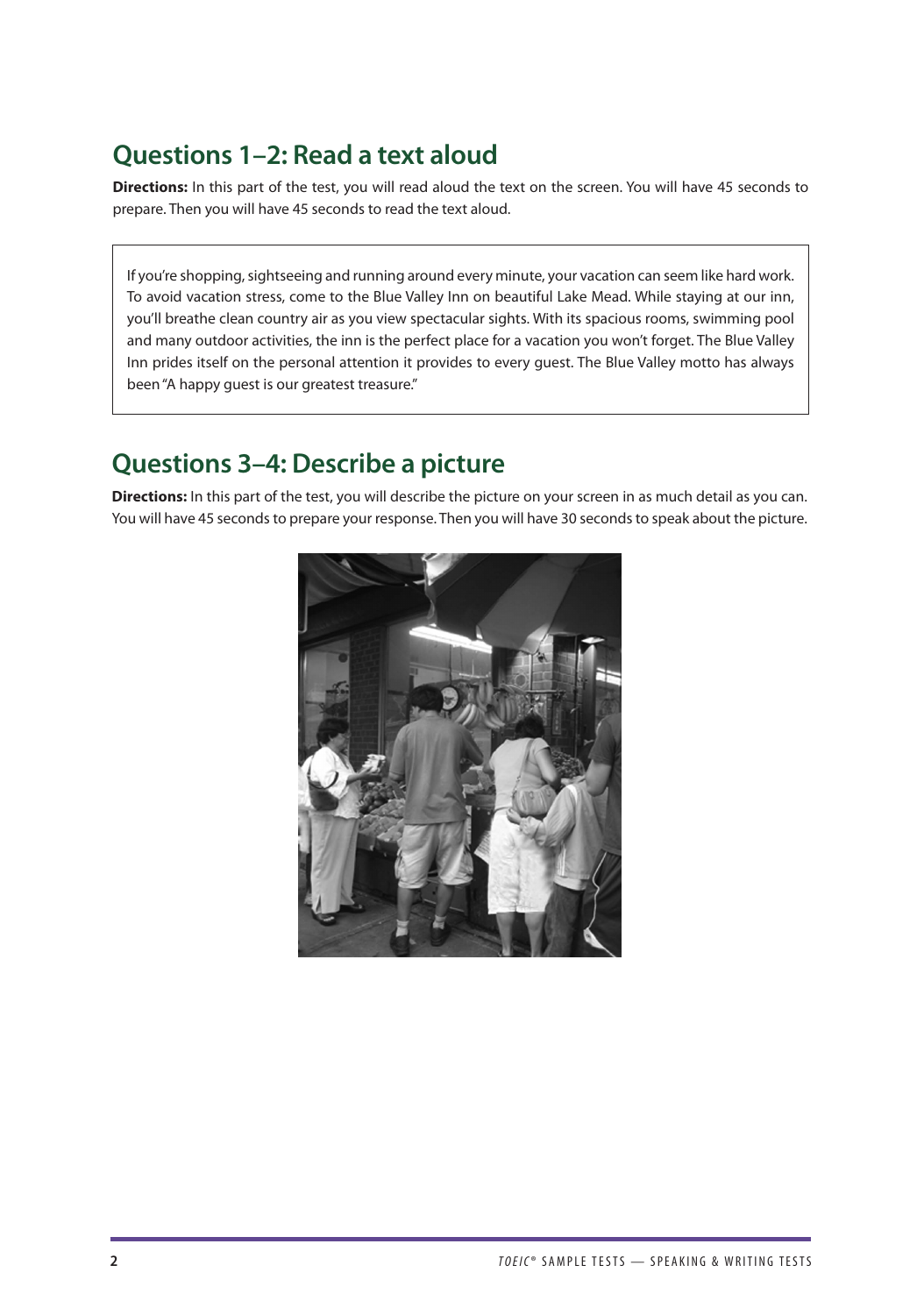## Questions 1–2: Read a text aloud

**Directions:** In this part of the test, you will read aloud the text on the screen. You will have 45 seconds to prepare. Then you will have 45 seconds to read the text aloud.

> If you're shopping, sightseeing and running around every minute, your vacation can seem like hard work. To avoid vacation stress, come to the Blue Valley Inn on beautiful Lake Mead. While staying at our inn, you'll breathe clean country air as you view spectacular sights. With its spacious rooms, swimming pool and many outdoor activities, the inn is the perfect place for a vacation you won't forget. The Blue Valley Inn prides itself on the personal attention it provides to every guest. The Blue Valley motto has always been "A happy guest is our greatest treasure."

## Questions 3–4: Describe a picture

**Directions:** In this part of the test, you will describe the picture on your screen in as much detail as you can. You will have 45 seconds to prepare your response. Then you will have 30 seconds to speak about the picture.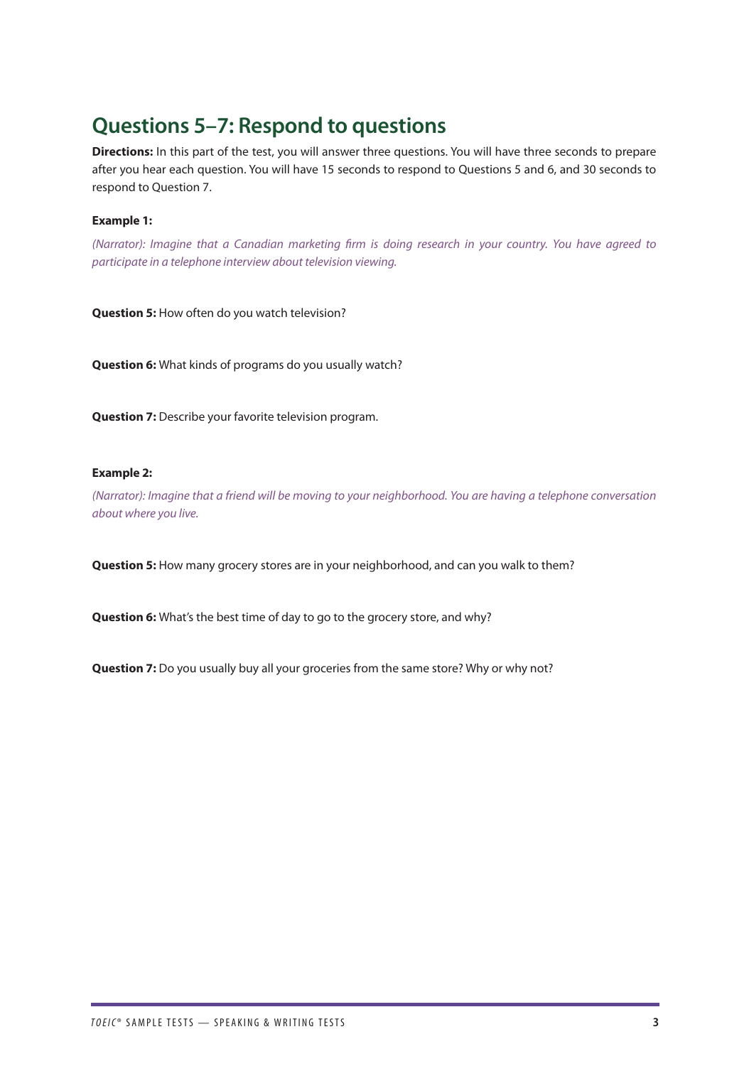## Questions 5–7: Respond to questions

**Directions:** In this part of the test, you will answer three questions. You will have three seconds to prepare after you hear each question. You will have 15 seconds to respond to Questions 5 and 6, and 30 seconds to respond to Question 7.

**Example 1:**

*(Narrator): Imagine that a Canadian marketing firm is doing research in your country. You have agreed to participate in a telephone interview about television viewing.*

**Question 5:** How often do you watch television?

**Question 6:** What kinds of programs do you usually watch?

**Question 7:** Describe your favorite television program.

**Example 2:**

*(Narrator): Imagine that a friend will be moving to your neighborhood. You are having a telephone conversation about where you live.*

**Question 5:** How many grocery stores are in your neighborhood, and can you walk to them?

**Question 6:** What's the best time of day to go to the grocery store, and why?

**Question 7:** Do you usually buy all your groceries from the same store? Why or why not?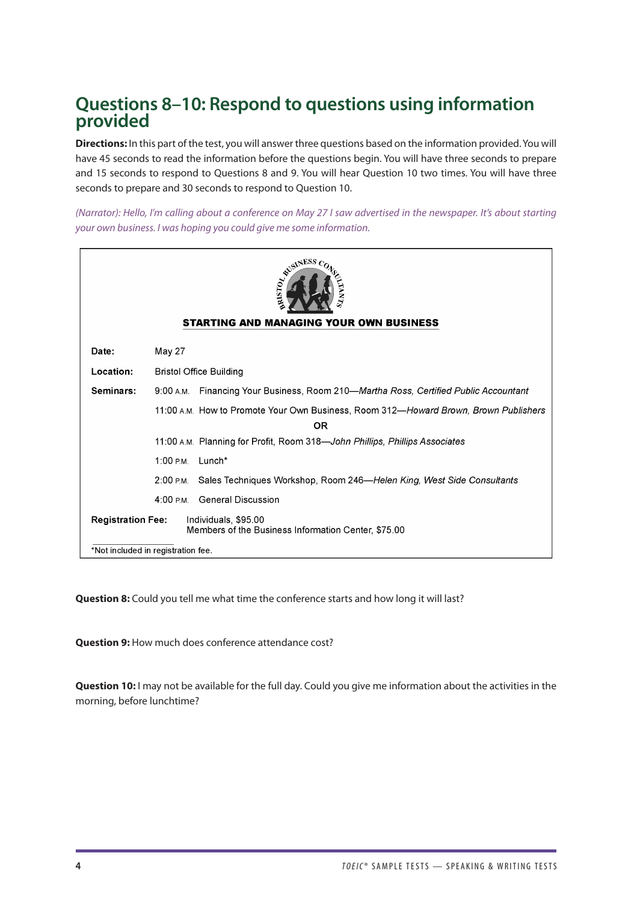## Questions 8–10: Respond to questions using information provided

**Directions:** In this part of the test, you will answer three questions based on the information provided. You will have 45 seconds to read the information before the questions begin. You will have three seconds to prepare and 15 seconds to respond to Questions 8 and 9. You will hear Question 10 two times. You will have three seconds to prepare and 30 seconds to respond to Question 10.

*(Narrator): Hello, I'm calling about a conference on May 27 I saw advertised in the newspaper. It's about starting your own business. I was hoping you could give me some information.*

BRISTOL BUSINESS CONSULTANTS

**STARTING AND MANAGING YOUR OWN BUSINESS**

| | |
|---|---|
| **Date:** | May 27 |
| **Location:** | Bristol Office Building |
| **Seminars:** | 9:00 A.M. Financing Your Business, Room 210—*Martha Ross, Certified Public Accountant* |
| | 11:00 A.M. How to Promote Your Own Business, Room 312—*Howard Brown, Brown Publishers* |
| | OR |
| | 11:00 A.M. Planning for Profit, Room 318—*John Phillips, Phillips Associates* |
| | 1:00 P.M. Lunch* |
| | 2:00 P.M. Sales Techniques Workshop, Room 246—*Helen King, West Side Consultants* |
| | 4:00 P.M. General Discussion |
| **Registration Fee:** | Individuals, $95.00<br>Members of the Business Information Center, $75.00 |

*Not included in registration fee.

**Question 8:** Could you tell me what time the conference starts and how long it will last?

**Question 9:** How much does conference attendance cost?

**Question 10:** I may not be available for the full day. Could you give me information about the activities in the morning, before lunchtime?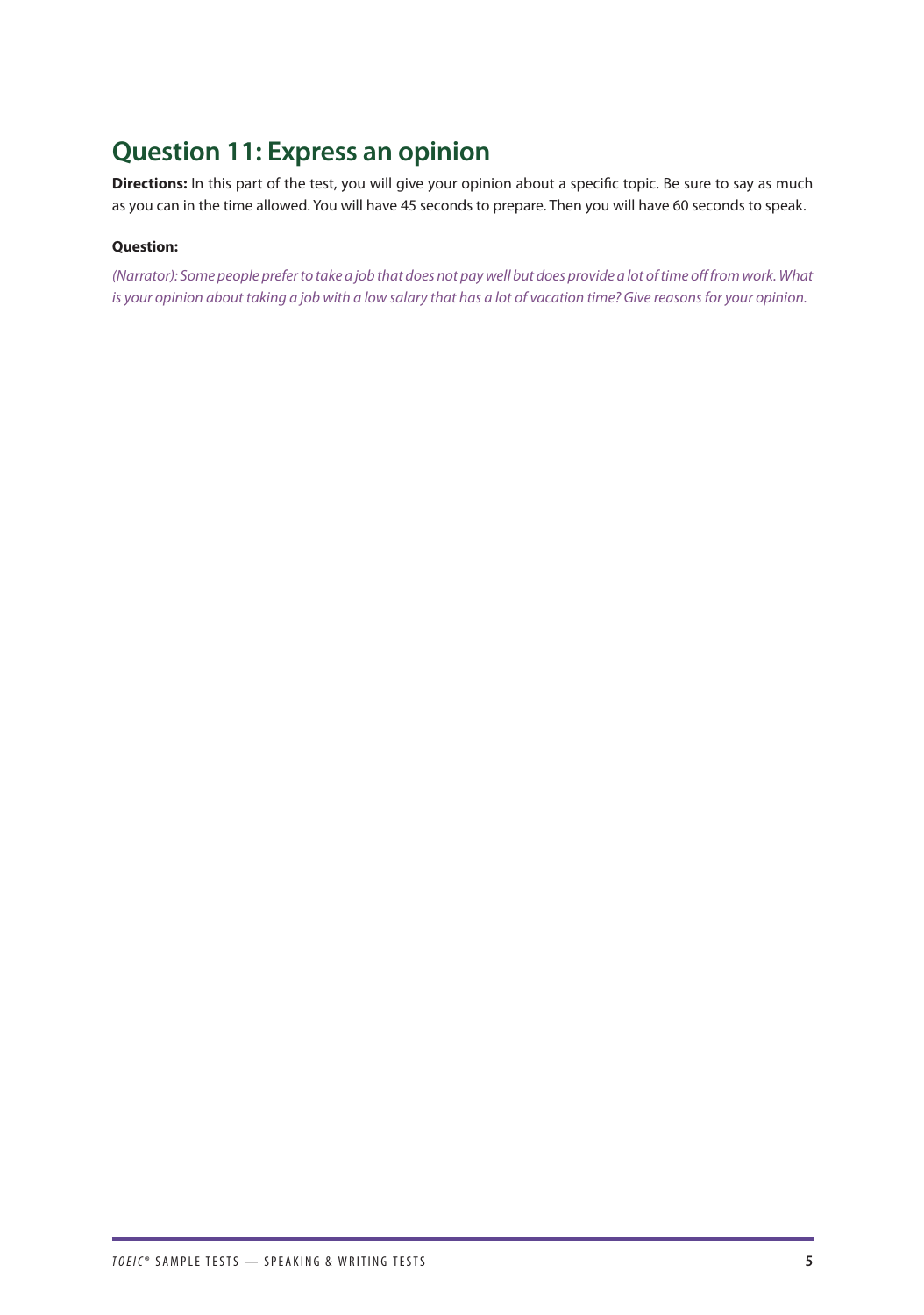## Question 11: Express an opinion

**Directions:** In this part of the test, you will give your opinion about a specific topic. Be sure to say as much as you can in the time allowed. You will have 45 seconds to prepare. Then you will have 60 seconds to speak.

**Question:**

*(Narrator): Some people prefer to take a job that does not pay well but does provide a lot of time off from work. What is your opinion about taking a job with a low salary that has a lot of vacation time? Give reasons for your opinion.*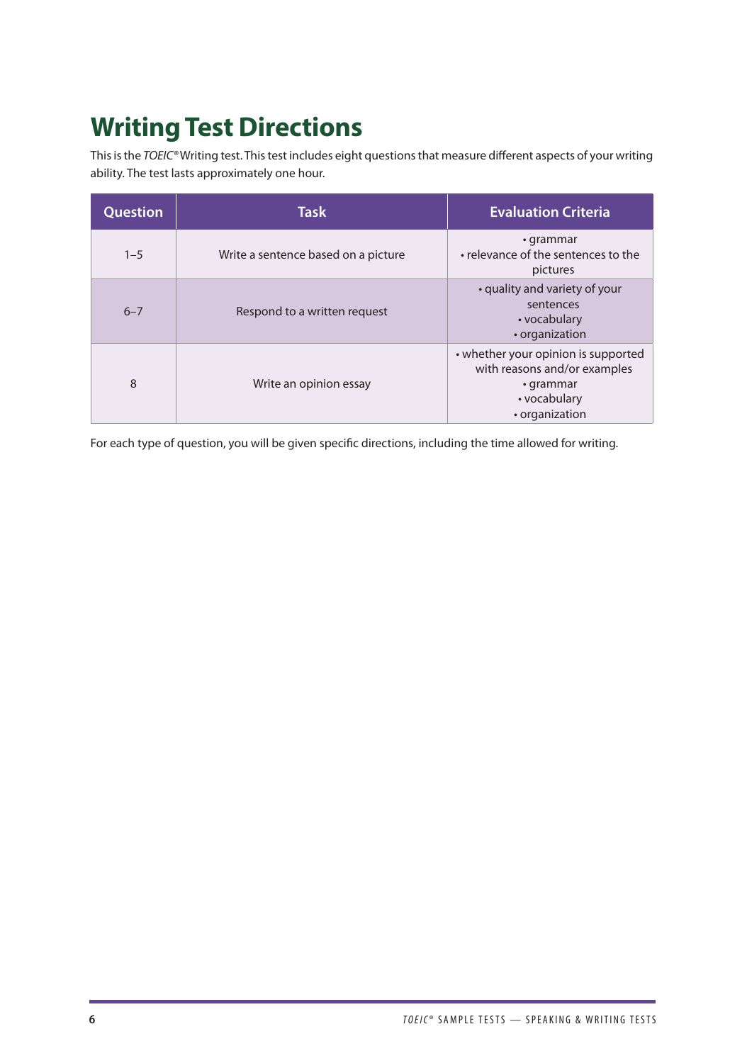# Writing Test Directions

This is the *TOEIC®* Writing test. This test includes eight questions that measure different aspects of your writing ability. The test lasts approximately one hour.

| Question | Task | Evaluation Criteria |
|---|---|---|
| 1–5 | Write a sentence based on a picture | • grammar<br>• relevance of the sentences to the pictures |
| 6–7 | Respond to a written request | • quality and variety of your sentences<br>• vocabulary<br>• organization |
| 8 | Write an opinion essay | • whether your opinion is supported with reasons and/or examples<br>• grammar<br>• vocabulary<br>• organization |

For each type of question, you will be given specific directions, including the time allowed for writing.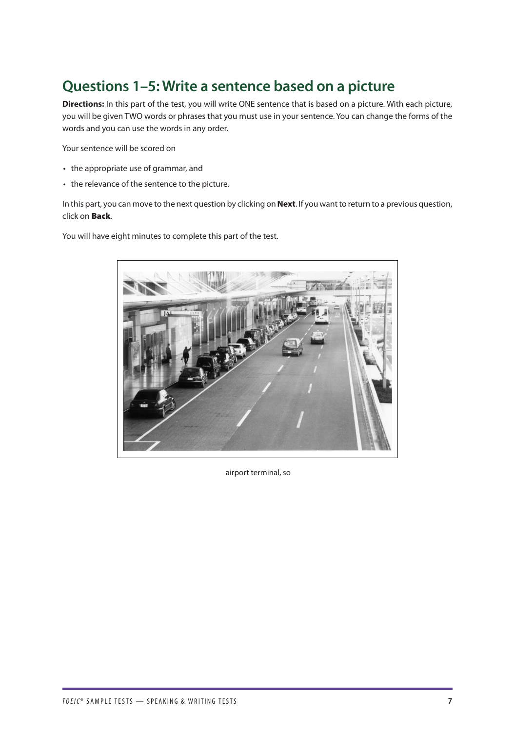## Questions 1–5: Write a sentence based on a picture

**Directions:** In this part of the test, you will write ONE sentence that is based on a picture. With each picture, you will be given TWO words or phrases that you must use in your sentence. You can change the forms of the words and you can use the words in any order.

Your sentence will be scored on

- the appropriate use of grammar, and
- the relevance of the sentence to the picture.

In this part, you can move to the next question by clicking on **Next**. If you want to return to a previous question, click on **Back**.

You will have eight minutes to complete this part of the test.

airport terminal, so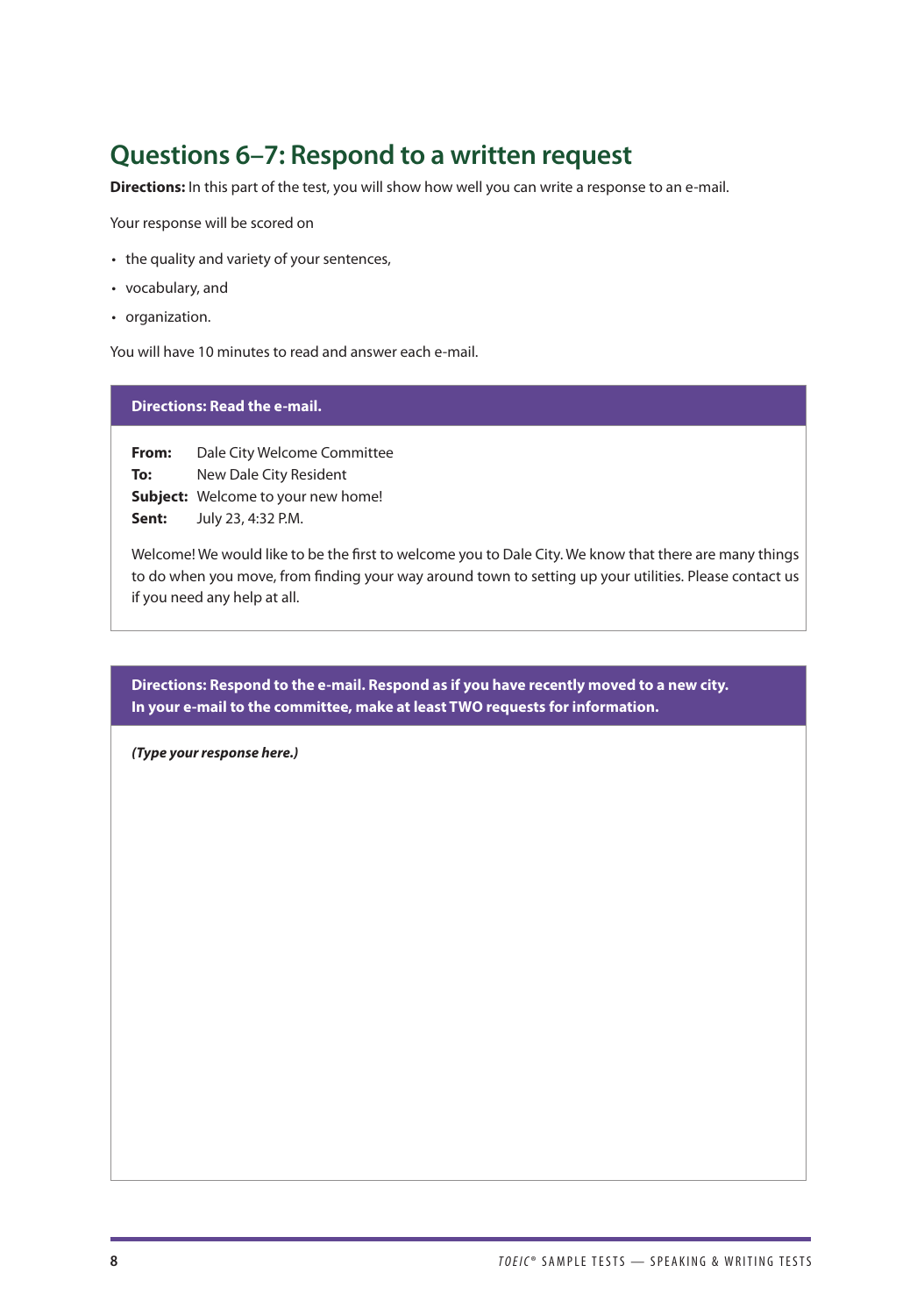## Questions 6–7: Respond to a written request

**Directions:** In this part of the test, you will show how well you can write a response to an e-mail.

Your response will be scored on

- the quality and variety of your sentences,
- vocabulary, and
- organization.

You will have 10 minutes to read and answer each e-mail.

**Directions: Read the e-mail.**

**From:** Dale City Welcome Committee
**To:** New Dale City Resident
**Subject:** Welcome to your new home!
**Sent:** July 23, 4:32 P.M.

Welcome! We would like to be the first to welcome you to Dale City. We know that there are many things to do when you move, from finding your way around town to setting up your utilities. Please contact us if you need any help at all.

**Directions: Respond to the e-mail. Respond as if you have recently moved to a new city. In your e-mail to the committee, make at least TWO requests for information.**

***(Type your response here.)***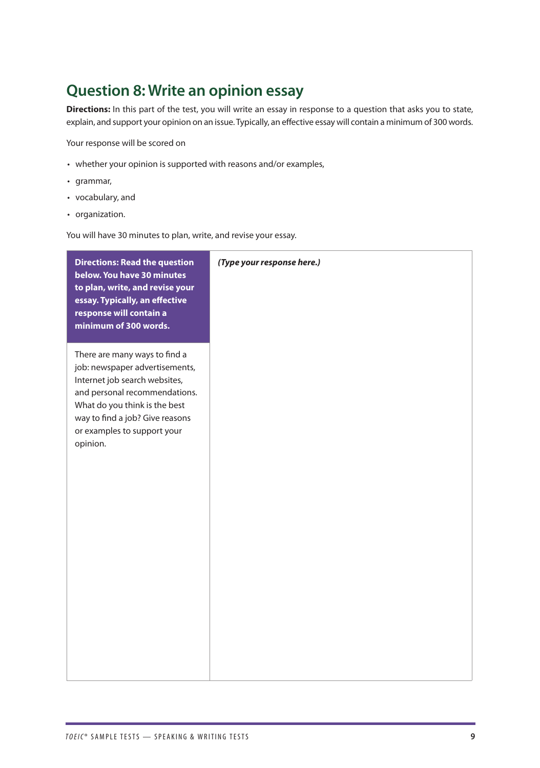## Question 8: Write an opinion essay

**Directions:** In this part of the test, you will write an essay in response to a question that asks you to state, explain, and support your opinion on an issue. Typically, an effective essay will contain a minimum of 300 words.

Your response will be scored on

- whether your opinion is supported with reasons and/or examples,
- grammar,
- vocabulary, and
- organization.

You will have 30 minutes to plan, write, and revise your essay.

| **Directions: Read the question below. You have 30 minutes to plan, write, and revise your essay. Typically, an effective response will contain a minimum of 300 words.** | ***(Type your response here.)*** |
| --- | --- |
| There are many ways to find a job: newspaper advertisements, Internet job search websites, and personal recommendations. What do you think is the best way to find a job? Give reasons or examples to support your opinion. | |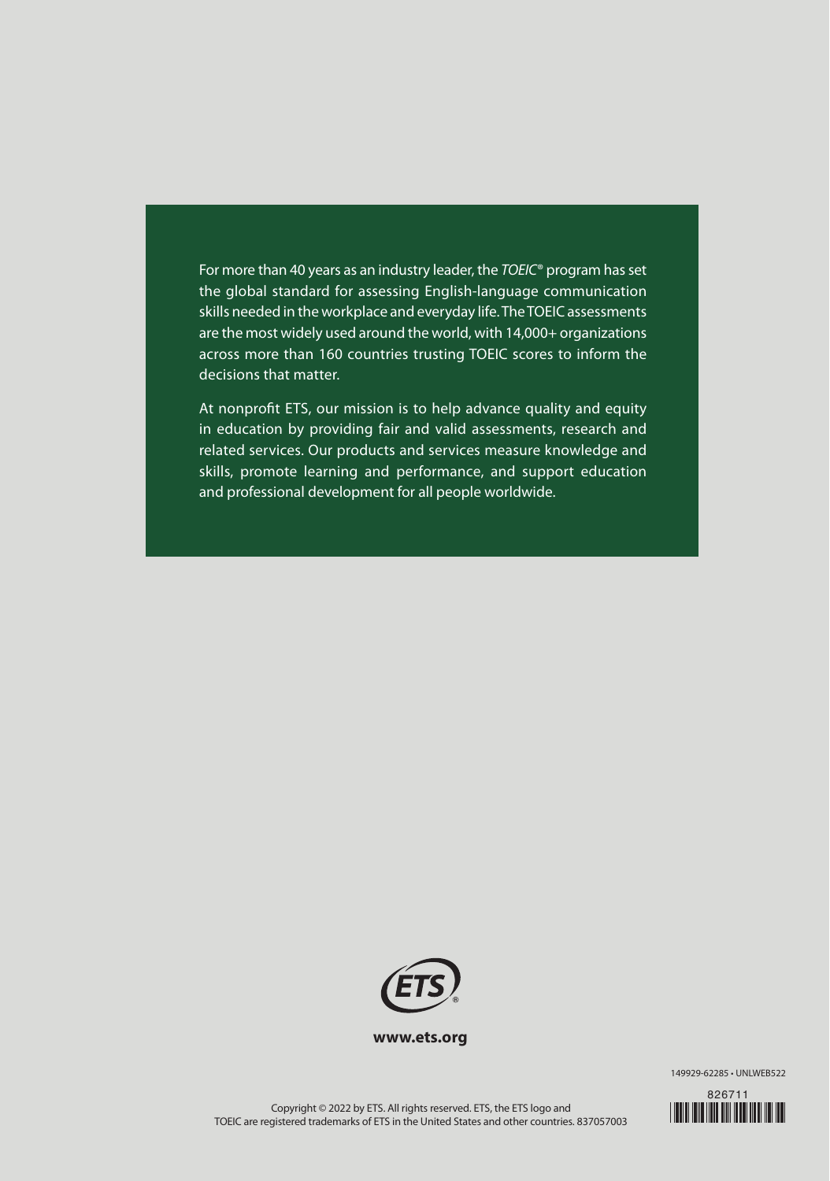For more than 40 years as an industry leader, the *TOEIC*® program has set the global standard for assessing English-language communication skills needed in the workplace and everyday life. The TOEIC assessments are the most widely used around the world, with 14,000+ organizations across more than 160 countries trusting TOEIC scores to inform the decisions that matter.

At nonprofit ETS, our mission is to help advance quality and equity in education by providing fair and valid assessments, research and related services. Our products and services measure knowledge and skills, promote learning and performance, and support education and professional development for all people worldwide.

ETS®

**www.ets.org**

149929-62285 • UNLWEB522

826711

Copyright © 2022 by ETS. All rights reserved. ETS, the ETS logo and TOEIC are registered trademarks of ETS in the United States and other countries. 837057003